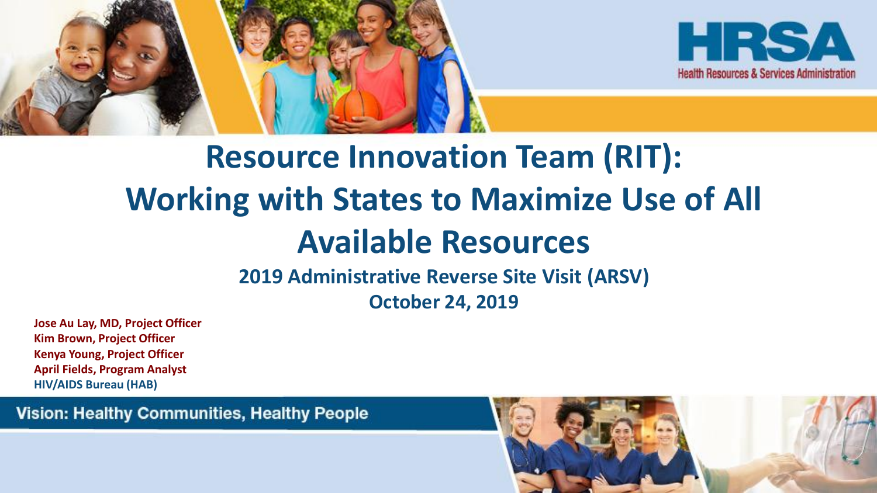HRSA

Health Resources & Services Administration

# Resource Innovation Team (RIT): Working with States to Maximize Use of All Available Resources

## 2019 Administrative Reverse Site Visit (ARSV)

**October 24, 2019**

**Jose Au Lay, MD, Project Officer**
**Kim Brown, Project Officer**
**Kenya Young, Project Officer**
**April Fields, Program Analyst**
**HIV/AIDS Bureau (HAB)**

Vision: Healthy Communities, Healthy People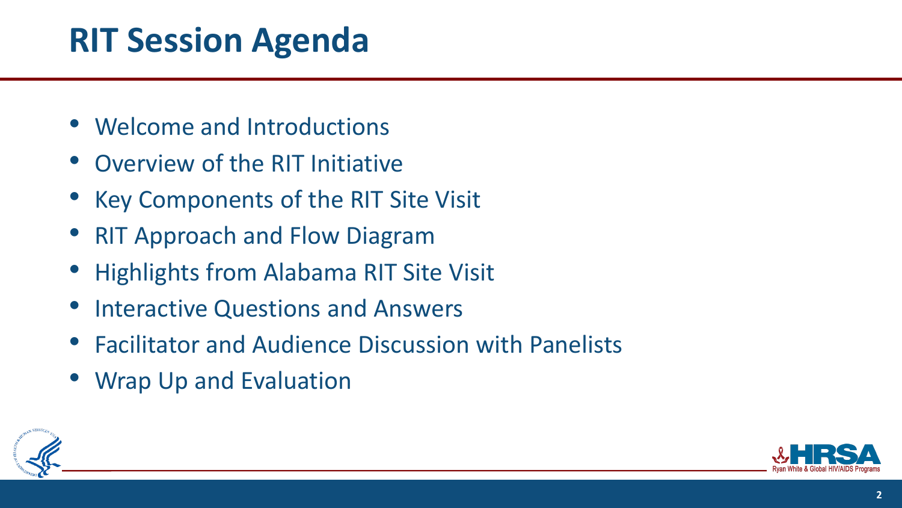# RIT Session Agenda

- Welcome and Introductions
- Overview of the RIT Initiative
- Key Components of the RIT Site Visit
- RIT Approach and Flow Diagram
- Highlights from Alabama RIT Site Visit
- Interactive Questions and Answers
- Facilitator and Audience Discussion with Panelists
- Wrap Up and Evaluation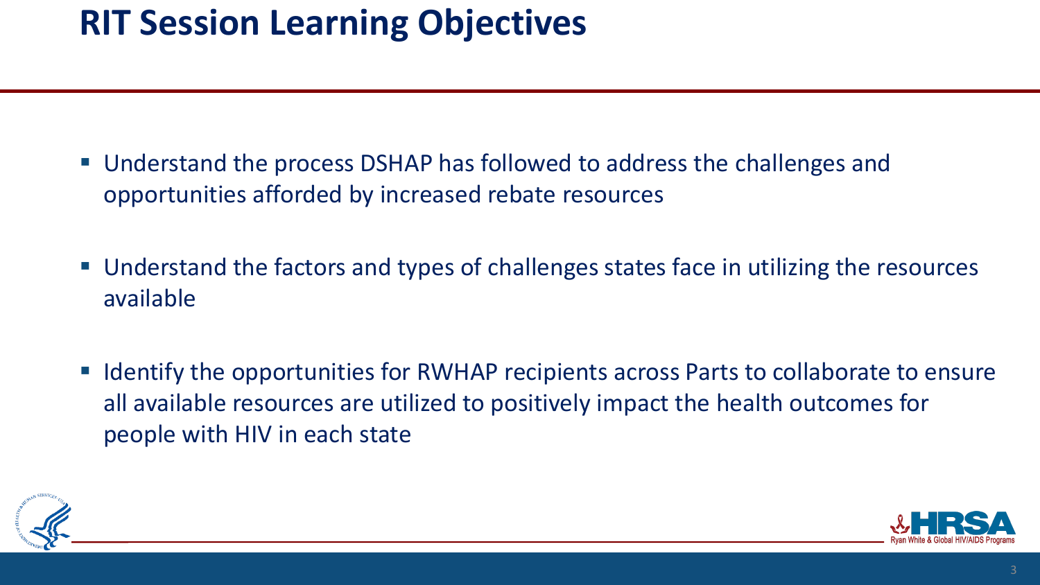# RIT Session Learning Objectives

- Understand the process DSHAP has followed to address the challenges and opportunities afforded by increased rebate resources
- Understand the factors and types of challenges states face in utilizing the resources available
- Identify the opportunities for RWHAP recipients across Parts to collaborate to ensure all available resources are utilized to positively impact the health outcomes for people with HIV in each state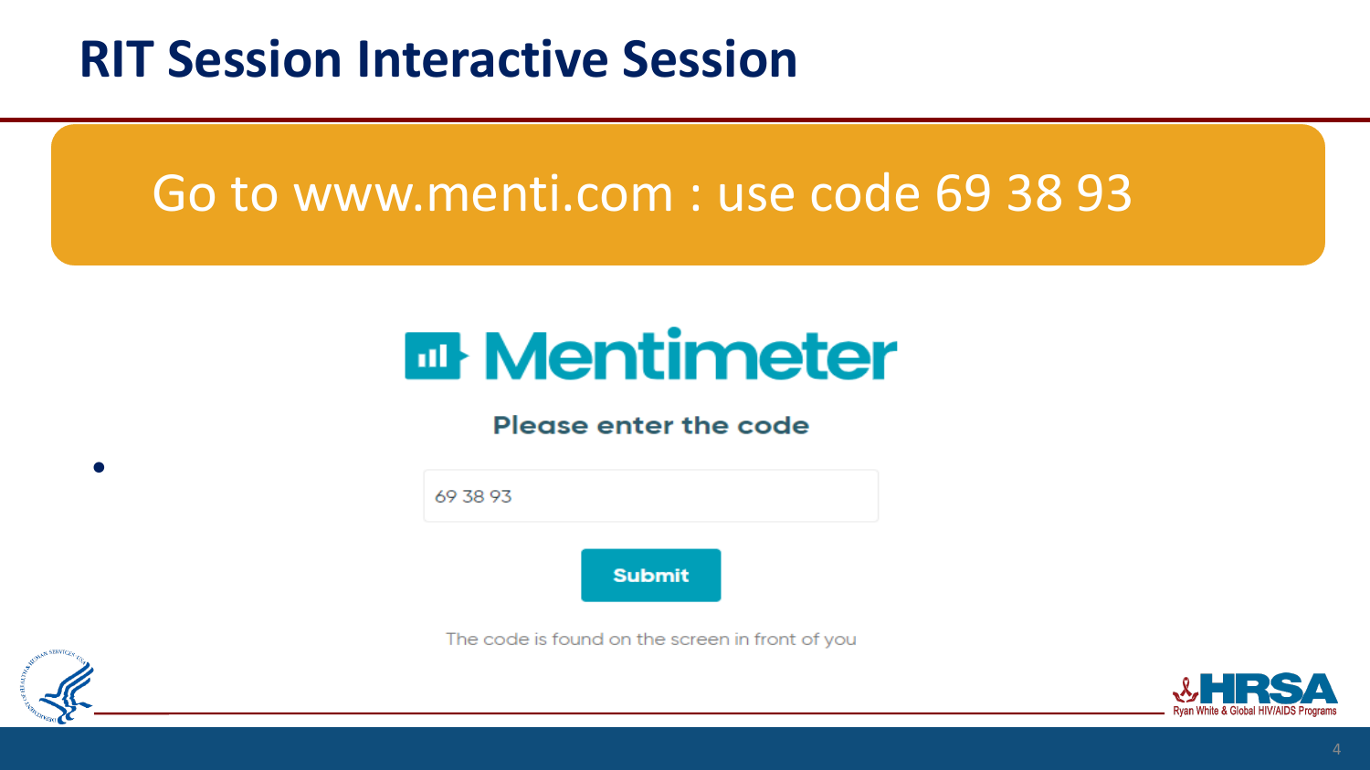# RIT Session Interactive Session

Go to www.menti.com : use code 69 38 93

Mentimeter

Please enter the code

69 38 93

Submit

The code is found on the screen in front of you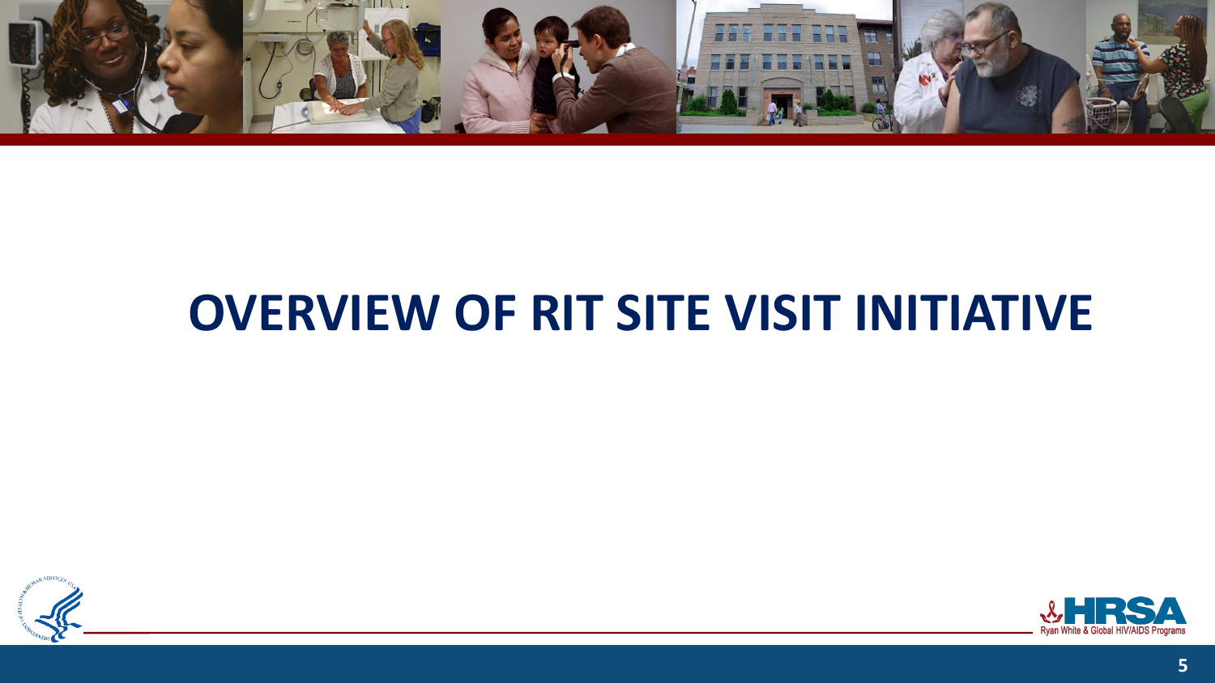# OVERVIEW OF RIT SITE VISIT INITIATIVE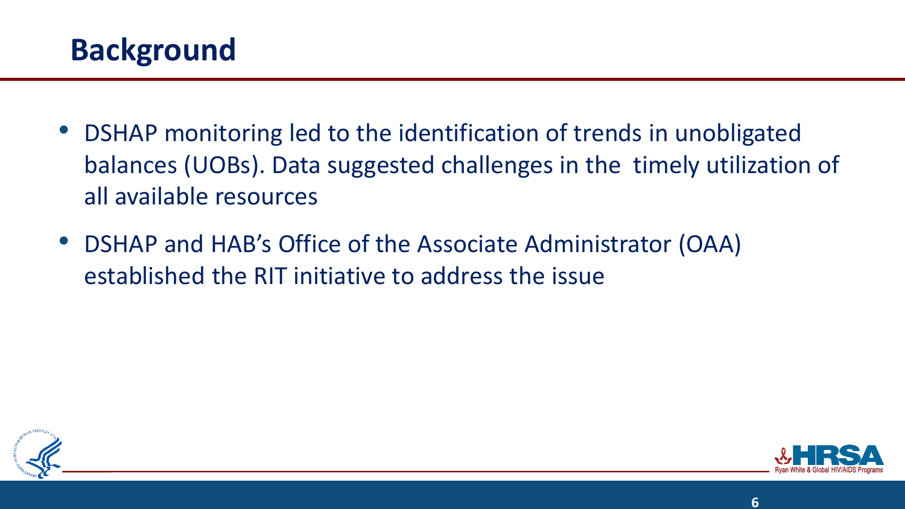# Background

- DSHAP monitoring led to the identification of trends in unobligated balances (UOBs). Data suggested challenges in the timely utilization of all available resources
- DSHAP and HAB's Office of the Associate Administrator (OAA) established the RIT initiative to address the issue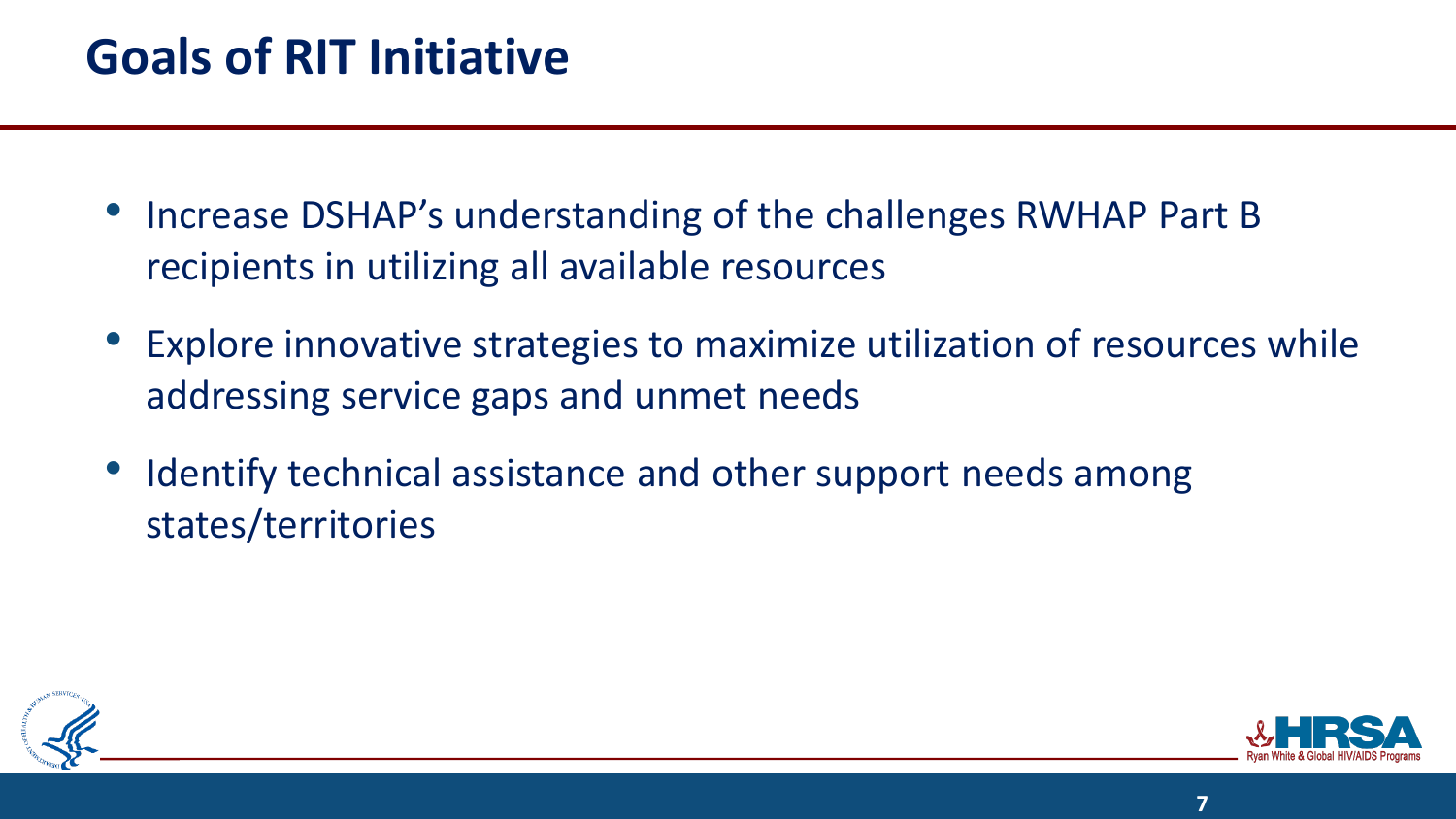# Goals of RIT Initiative

- Increase DSHAP's understanding of the challenges RWHAP Part B recipients in utilizing all available resources
- Explore innovative strategies to maximize utilization of resources while addressing service gaps and unmet needs
- Identify technical assistance and other support needs among states/territories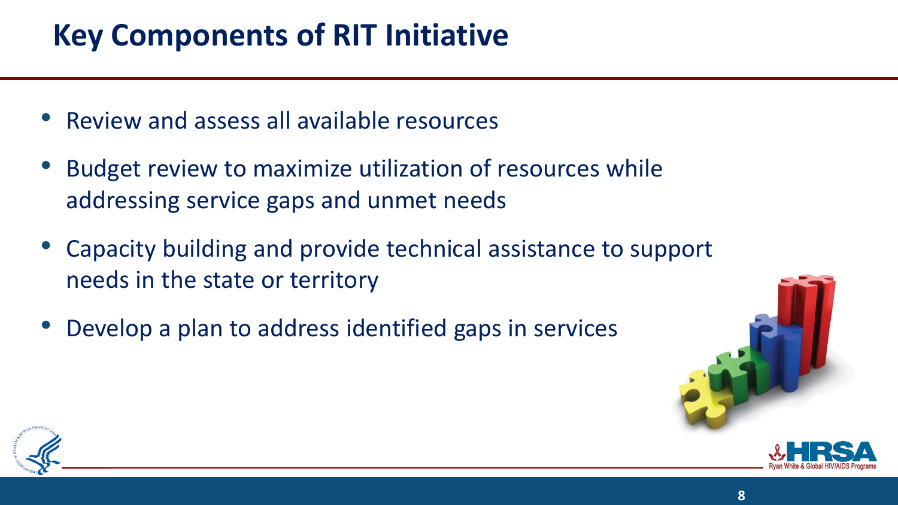# Key Components of RIT Initiative

- Review and assess all available resources
- Budget review to maximize utilization of resources while addressing service gaps and unmet needs
- Capacity building and provide technical assistance to support needs in the state or territory
- Develop a plan to address identified gaps in services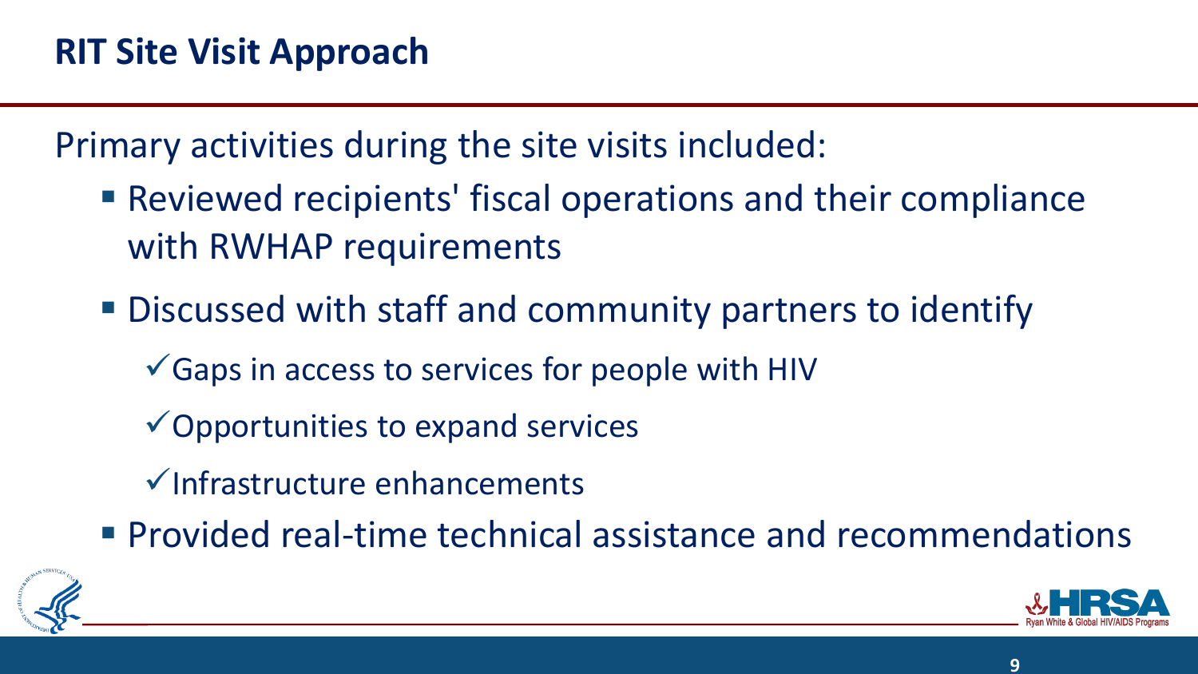## RIT Site Visit Approach

Primary activities during the site visits included:

- Reviewed recipients' fiscal operations and their compliance with RWHAP requirements
- Discussed with staff and community partners to identify
  - ✓ Gaps in access to services for people with HIV
  - ✓ Opportunities to expand services
  - ✓ Infrastructure enhancements
- Provided real-time technical assistance and recommendations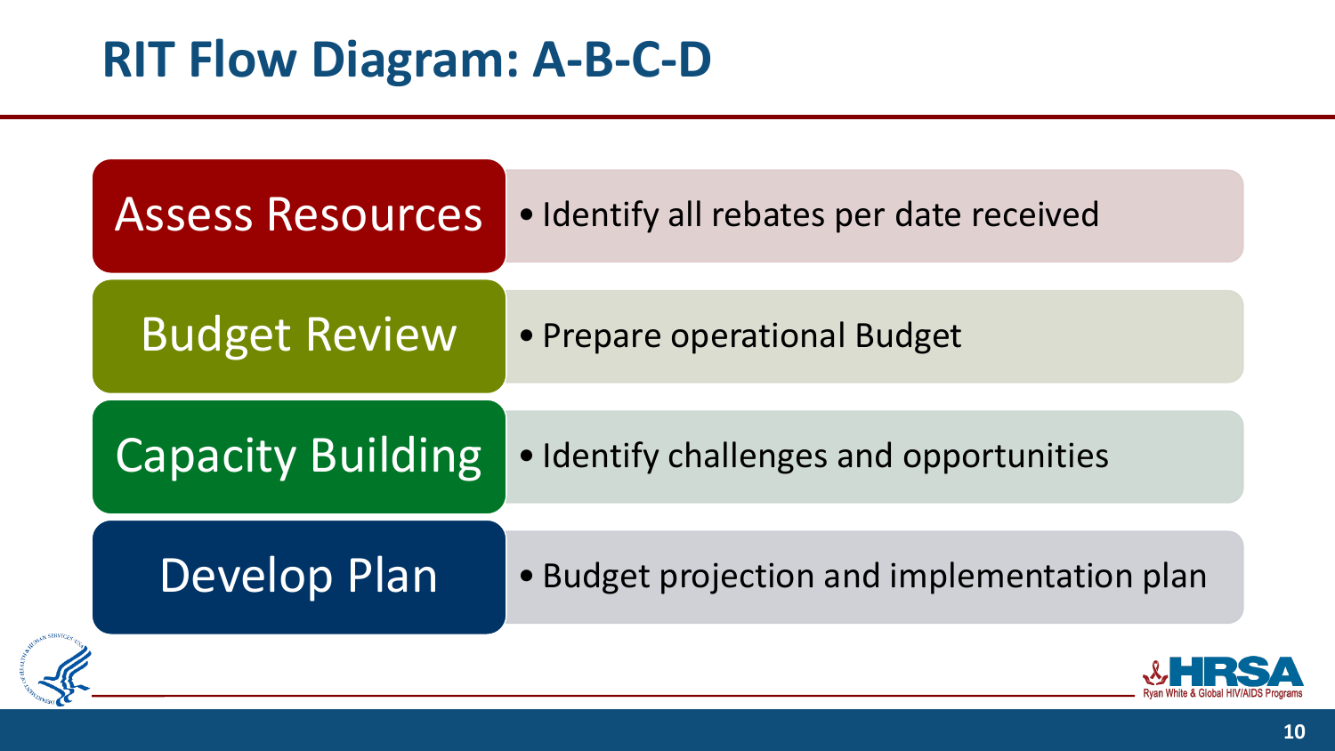# RIT Flow Diagram: A-B-C-D

| | |
|---|---|
| Assess Resources | • Identify all rebates per date received |
| Budget Review | • Prepare operational Budget |
| Capacity Building | • Identify challenges and opportunities |
| Develop Plan | • Budget projection and implementation plan |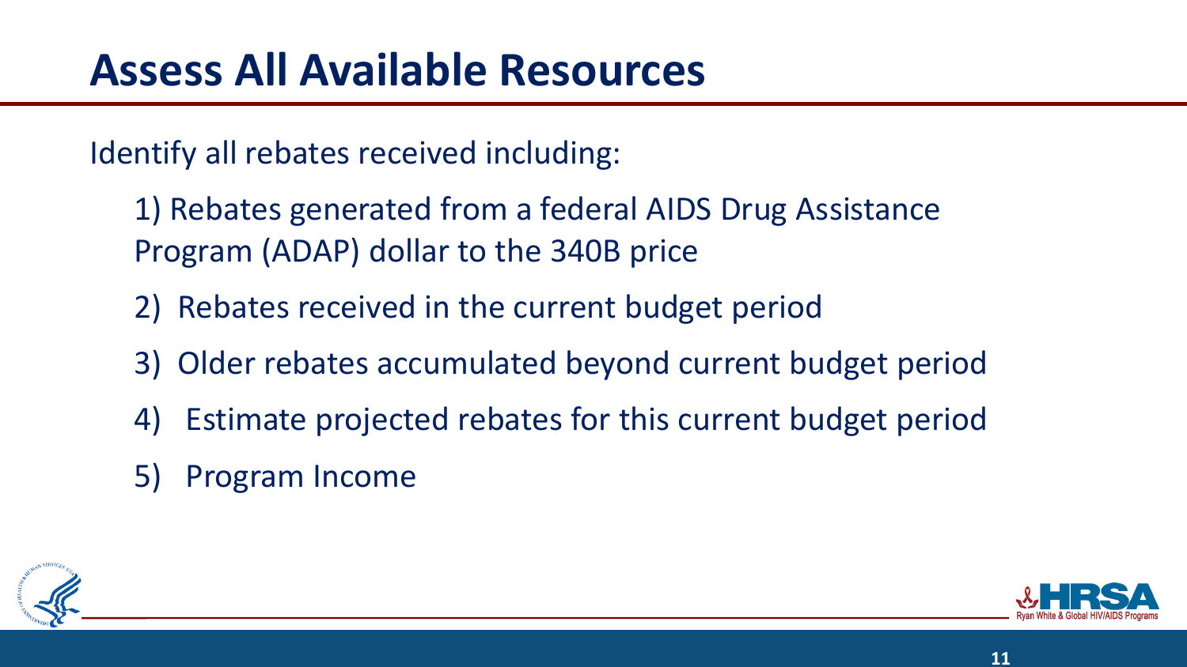# Assess All Available Resources

Identify all rebates received including:

1) Rebates generated from a federal AIDS Drug Assistance Program (ADAP) dollar to the 340B price
2) Rebates received in the current budget period
3) Older rebates accumulated beyond current budget period
4) Estimate projected rebates for this current budget period
5) Program Income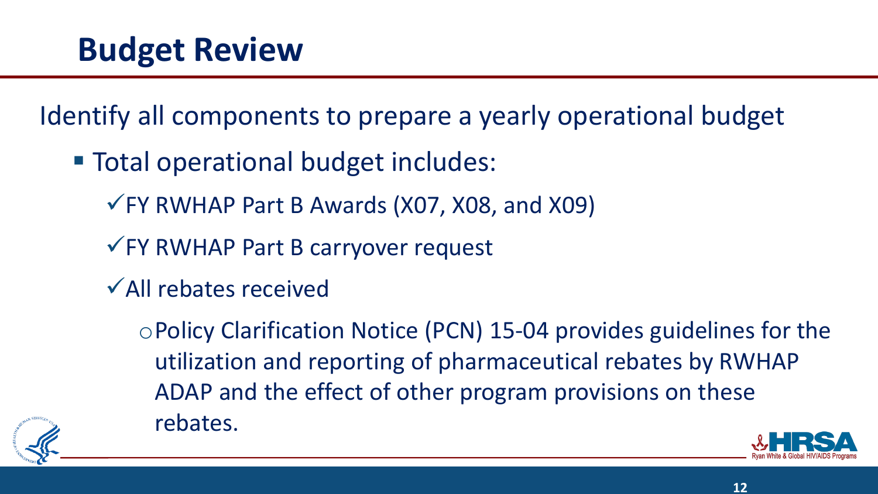# Budget Review

Identify all components to prepare a yearly operational budget

- Total operational budget includes:
  - ✓ FY RWHAP Part B Awards (X07, X08, and X09)
  - ✓ FY RWHAP Part B carryover request
  - ✓ All rebates received
    - Policy Clarification Notice (PCN) 15-04 provides guidelines for the utilization and reporting of pharmaceutical rebates by RWHAP ADAP and the effect of other program provisions on these rebates.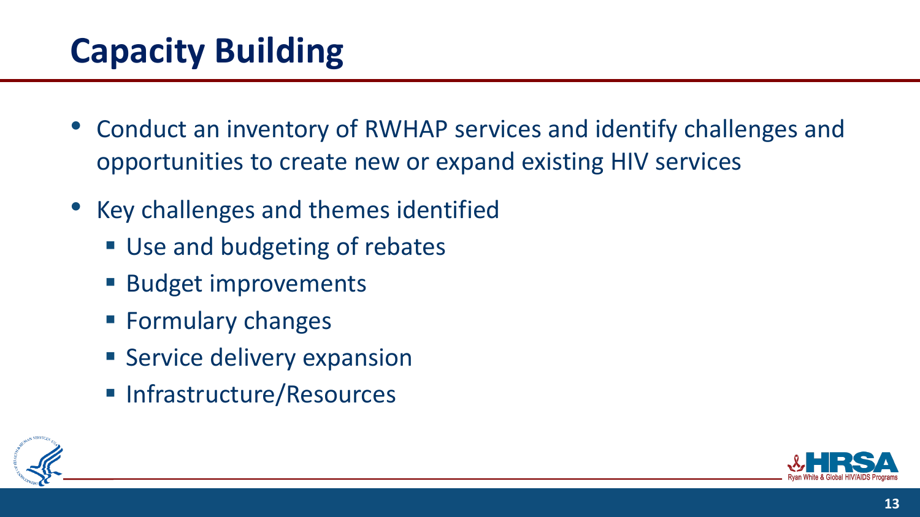# Capacity Building

- Conduct an inventory of RWHAP services and identify challenges and opportunities to create new or expand existing HIV services
- Key challenges and themes identified
  - Use and budgeting of rebates
  - Budget improvements
  - Formulary changes
  - Service delivery expansion
  - Infrastructure/Resources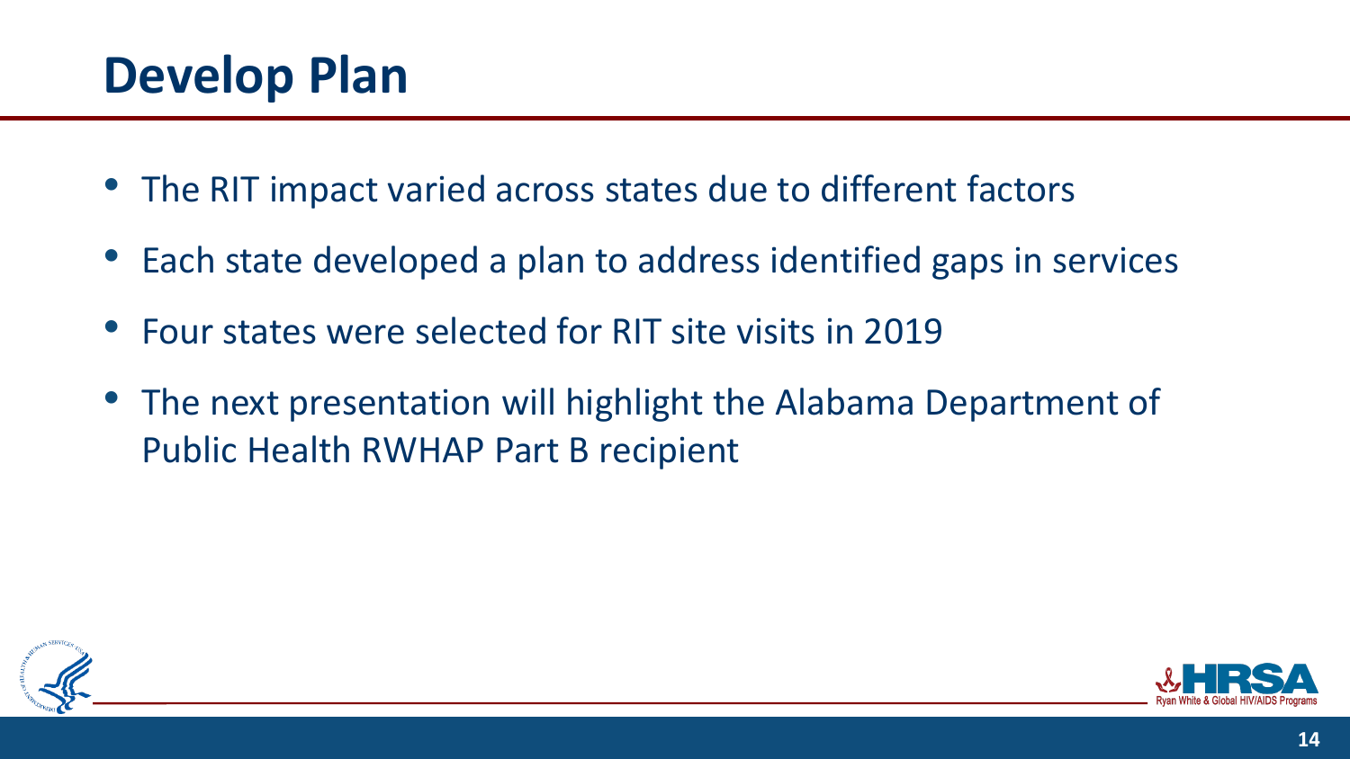# Develop Plan

- The RIT impact varied across states due to different factors
- Each state developed a plan to address identified gaps in services
- Four states were selected for RIT site visits in 2019
- The next presentation will highlight the Alabama Department of Public Health RWHAP Part B recipient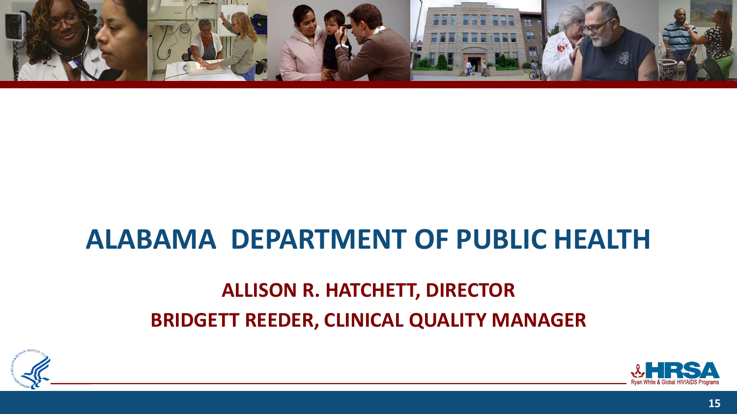# ALABAMA DEPARTMENT OF PUBLIC HEALTH

**ALLISON R. HATCHETT, DIRECTOR**

**BRIDGETT REEDER, CLINICAL QUALITY MANAGER**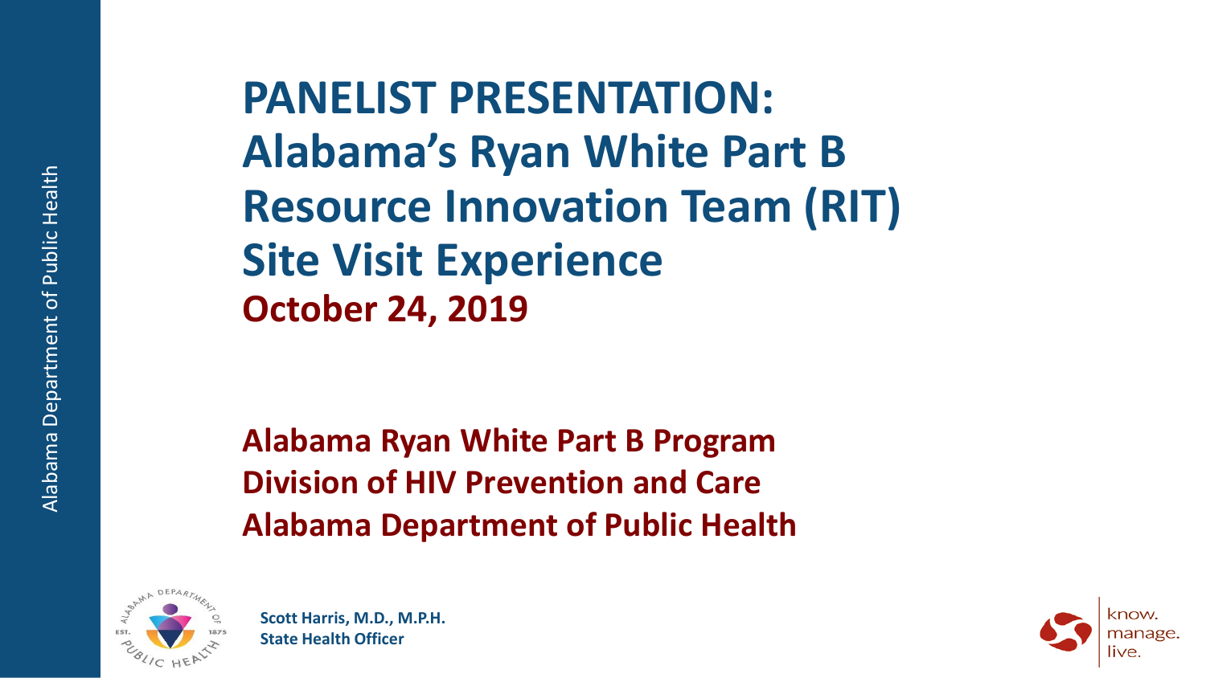# PANELIST PRESENTATION: Alabama's Ryan White Part B Resource Innovation Team (RIT) Site Visit Experience

**October 24, 2019**

**Alabama Ryan White Part B Program**
**Division of HIV Prevention and Care**
**Alabama Department of Public Health**

**Scott Harris, M.D., M.P.H.**
**State Health Officer**

know. manage. live.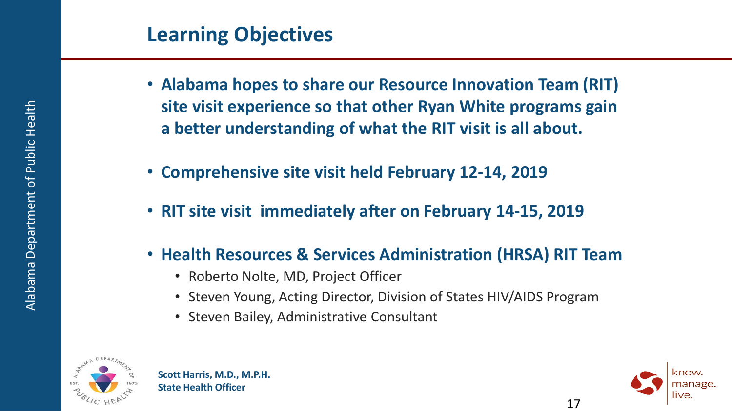# Learning Objectives

- **Alabama hopes to share our Resource Innovation Team (RIT) site visit experience so that other Ryan White programs gain a better understanding of what the RIT visit is all about.**
- **Comprehensive site visit held February 12-14, 2019**
- **RIT site visit immediately after on February 14-15, 2019**
- **Health Resources & Services Administration (HRSA) RIT Team**
  - Roberto Nolte, MD, Project Officer
  - Steven Young, Acting Director, Division of States HIV/AIDS Program
  - Steven Bailey, Administrative Consultant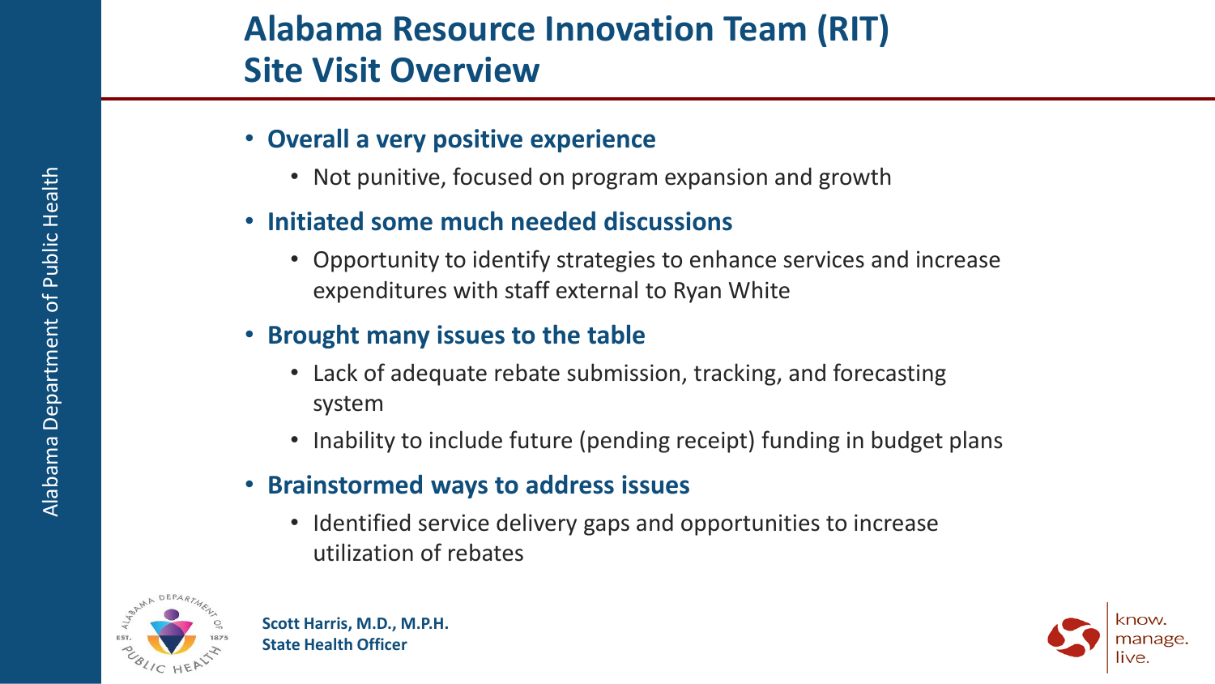# Alabama Resource Innovation Team (RIT) Site Visit Overview

- **Overall a very positive experience**
  - Not punitive, focused on program expansion and growth
- **Initiated some much needed discussions**
  - Opportunity to identify strategies to enhance services and increase expenditures with staff external to Ryan White
- **Brought many issues to the table**
  - Lack of adequate rebate submission, tracking, and forecasting system
  - Inability to include future (pending receipt) funding in budget plans
- **Brainstormed ways to address issues**
  - Identified service delivery gaps and opportunities to increase utilization of rebates

**Scott Harris, M.D., M.P.H.**
**State Health Officer**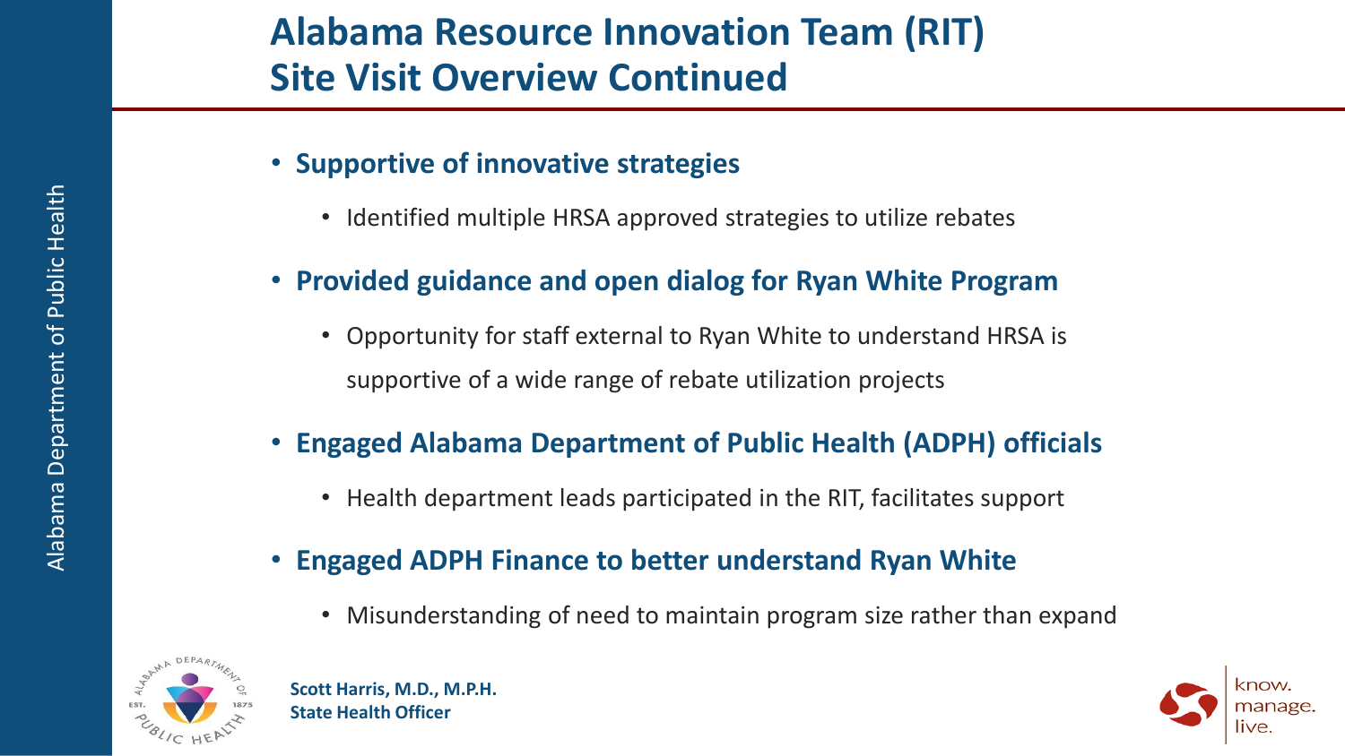# Alabama Resource Innovation Team (RIT) Site Visit Overview Continued

- **Supportive of innovative strategies**
  - Identified multiple HRSA approved strategies to utilize rebates
- **Provided guidance and open dialog for Ryan White Program**
  - Opportunity for staff external to Ryan White to understand HRSA is supportive of a wide range of rebate utilization projects
- **Engaged Alabama Department of Public Health (ADPH) officials**
  - Health department leads participated in the RIT, facilitates support
- **Engaged ADPH Finance to better understand Ryan White**
  - Misunderstanding of need to maintain program size rather than expand

**Scott Harris, M.D., M.P.H.**
**State Health Officer**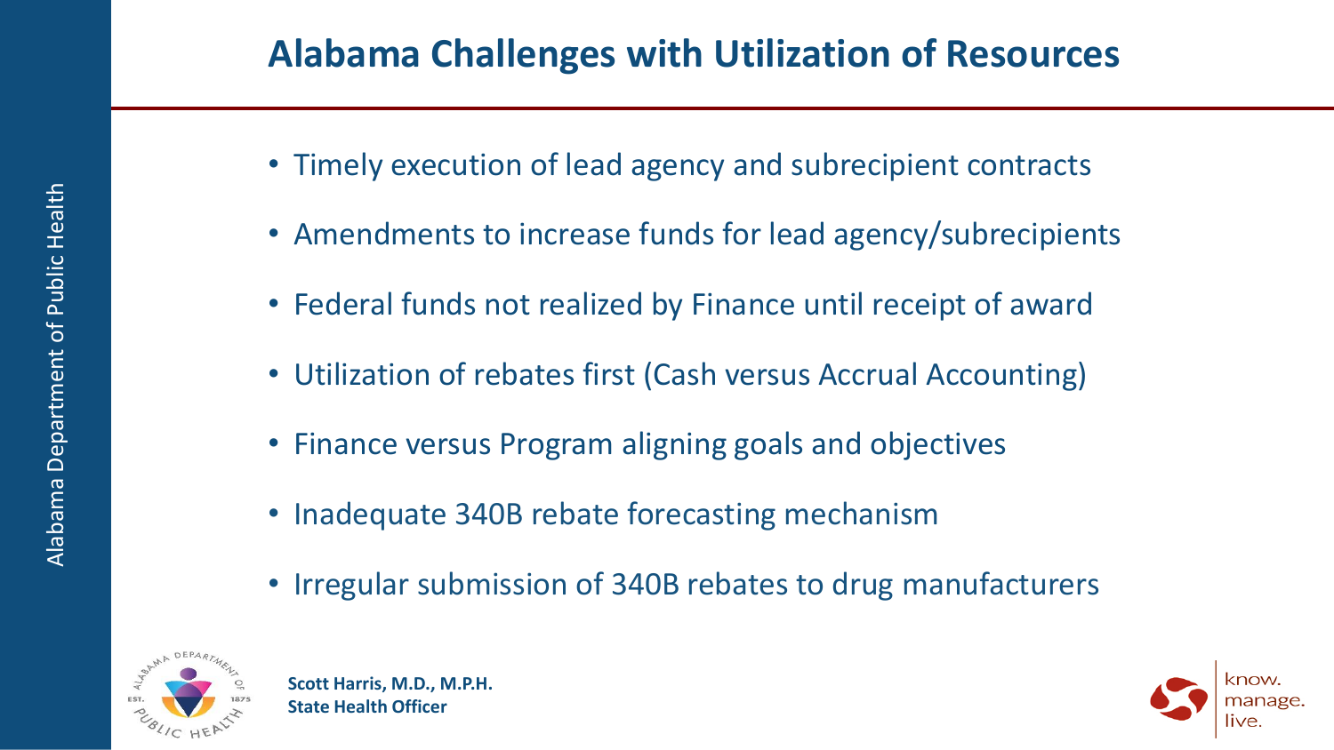# Alabama Challenges with Utilization of Resources

- Timely execution of lead agency and subrecipient contracts
- Amendments to increase funds for lead agency/subrecipients
- Federal funds not realized by Finance until receipt of award
- Utilization of rebates first (Cash versus Accrual Accounting)
- Finance versus Program aligning goals and objectives
- Inadequate 340B rebate forecasting mechanism
- Irregular submission of 340B rebates to drug manufacturers

**Scott Harris, M.D., M.P.H.**
**State Health Officer**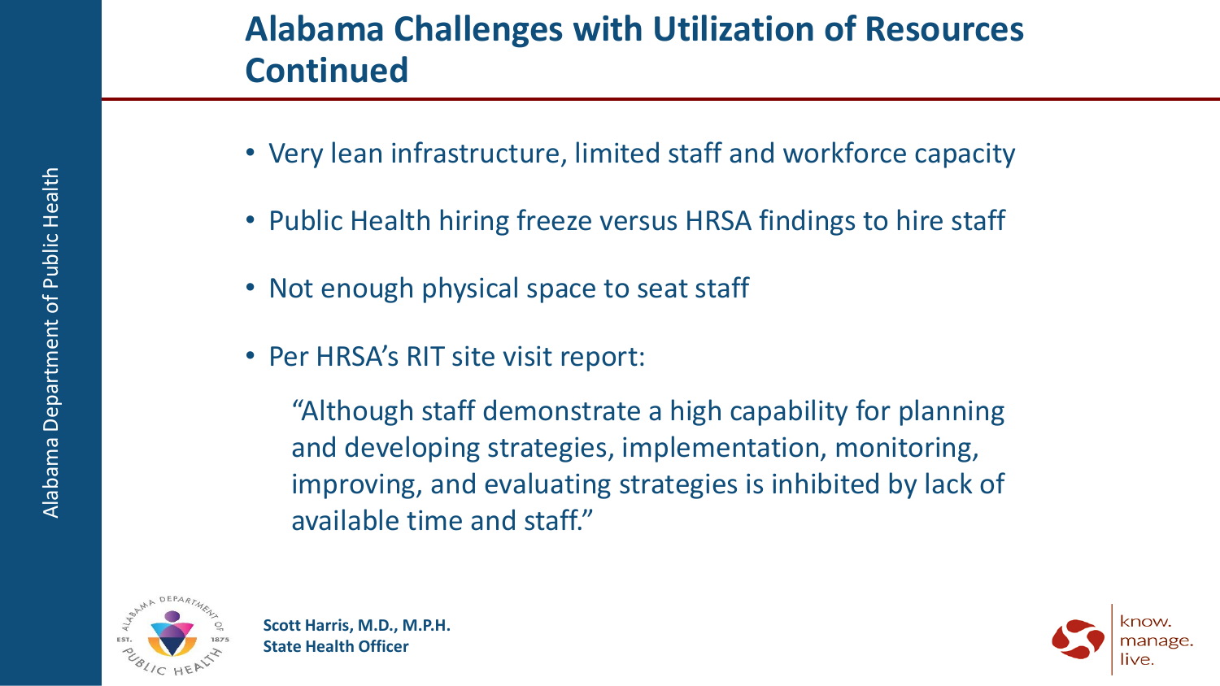# Alabama Challenges with Utilization of Resources Continued

- Very lean infrastructure, limited staff and workforce capacity
- Public Health hiring freeze versus HRSA findings to hire staff
- Not enough physical space to seat staff
- Per HRSA's RIT site visit report:

  "Although staff demonstrate a high capability for planning and developing strategies, implementation, monitoring, improving, and evaluating strategies is inhibited by lack of available time and staff."

**Scott Harris, M.D., M.P.H.**
**State Health Officer**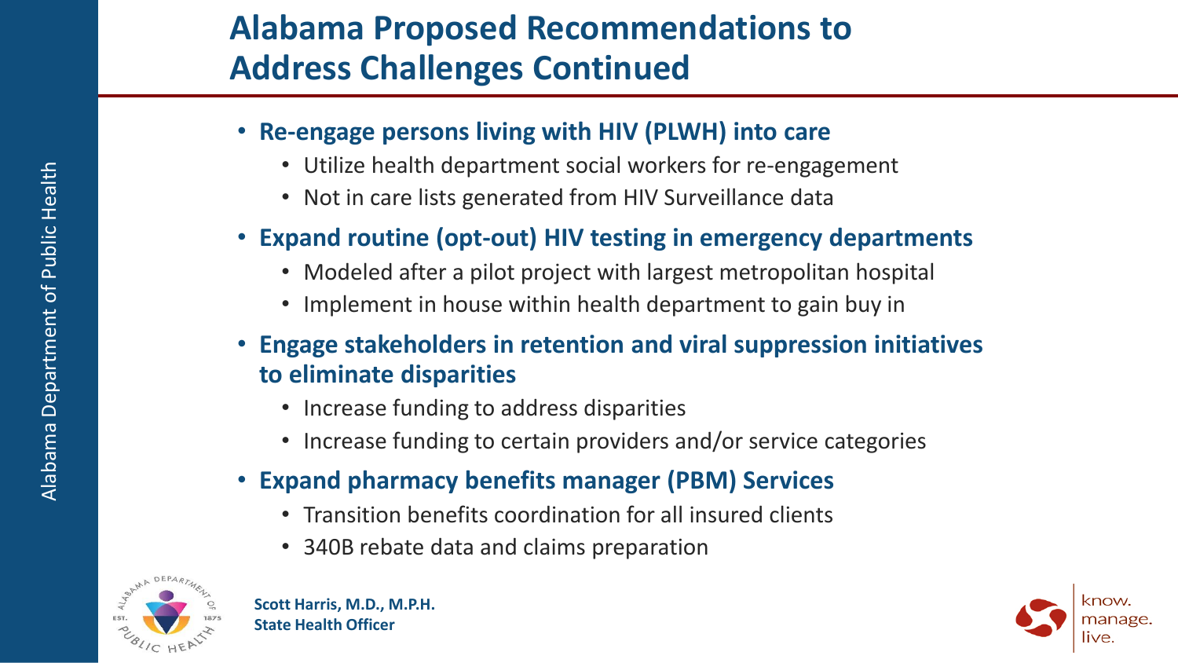# Alabama Proposed Recommendations to Address Challenges Continued

- **Re-engage persons living with HIV (PLWH) into care**
  - Utilize health department social workers for re-engagement
  - Not in care lists generated from HIV Surveillance data
- **Expand routine (opt-out) HIV testing in emergency departments**
  - Modeled after a pilot project with largest metropolitan hospital
  - Implement in house within health department to gain buy in
- **Engage stakeholders in retention and viral suppression initiatives to eliminate disparities**
  - Increase funding to address disparities
  - Increase funding to certain providers and/or service categories
- **Expand pharmacy benefits manager (PBM) Services**
  - Transition benefits coordination for all insured clients
  - 340B rebate data and claims preparation

**Scott Harris, M.D., M.P.H.**
**State Health Officer**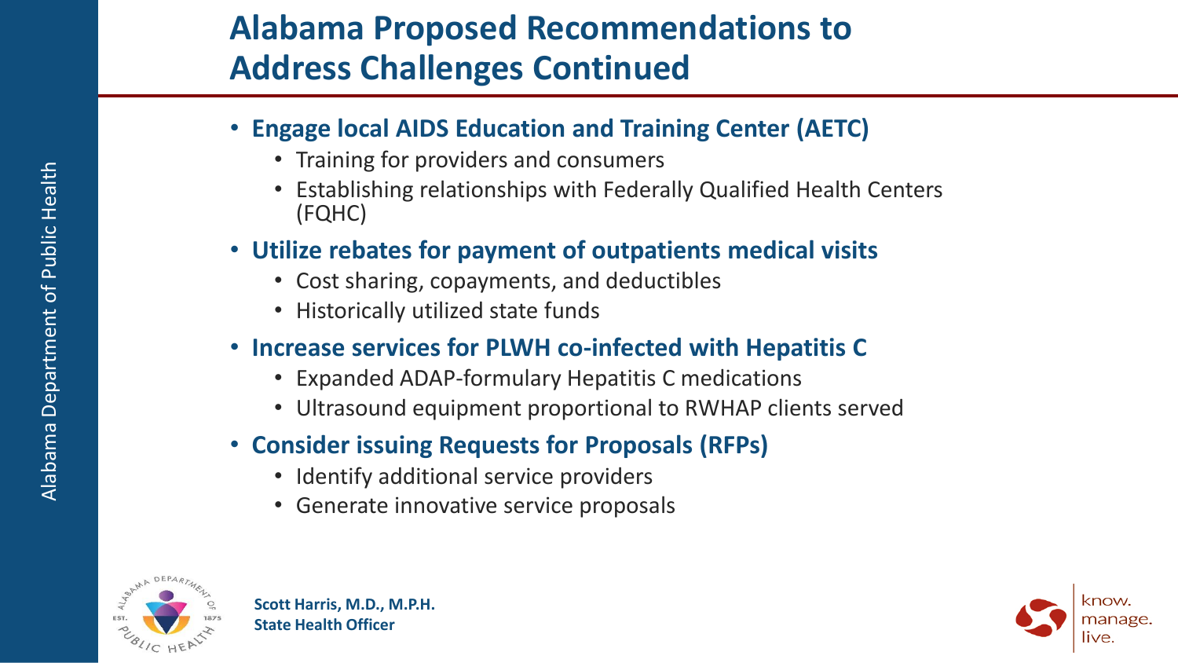# Alabama Proposed Recommendations to Address Challenges Continued

- **Engage local AIDS Education and Training Center (AETC)**
  - Training for providers and consumers
  - Establishing relationships with Federally Qualified Health Centers (FQHC)
- **Utilize rebates for payment of outpatients medical visits**
  - Cost sharing, copayments, and deductibles
  - Historically utilized state funds
- **Increase services for PLWH co-infected with Hepatitis C**
  - Expanded ADAP-formulary Hepatitis C medications
  - Ultrasound equipment proportional to RWHAP clients served
- **Consider issuing Requests for Proposals (RFPs)**
  - Identify additional service providers
  - Generate innovative service proposals

**Scott Harris, M.D., M.P.H.**
**State Health Officer**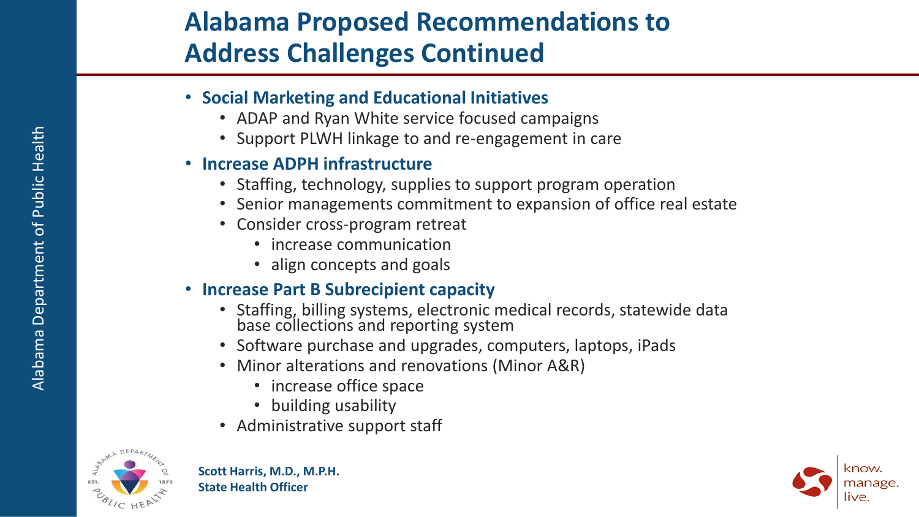# Alabama Proposed Recommendations to Address Challenges Continued

- **Social Marketing and Educational Initiatives**
  - ADAP and Ryan White service focused campaigns
  - Support PLWH linkage to and re-engagement in care
- **Increase ADPH infrastructure**
  - Staffing, technology, supplies to support program operation
  - Senior managements commitment to expansion of office real estate
  - Consider cross-program retreat
    - increase communication
    - align concepts and goals
- **Increase Part B Subrecipient capacity**
  - Staffing, billing systems, electronic medical records, statewide data base collections and reporting system
  - Software purchase and upgrades, computers, laptops, iPads
  - Minor alterations and renovations (Minor A&R)
    - increase office space
    - building usability
  - Administrative support staff

**Scott Harris, M.D., M.P.H.**
**State Health Officer**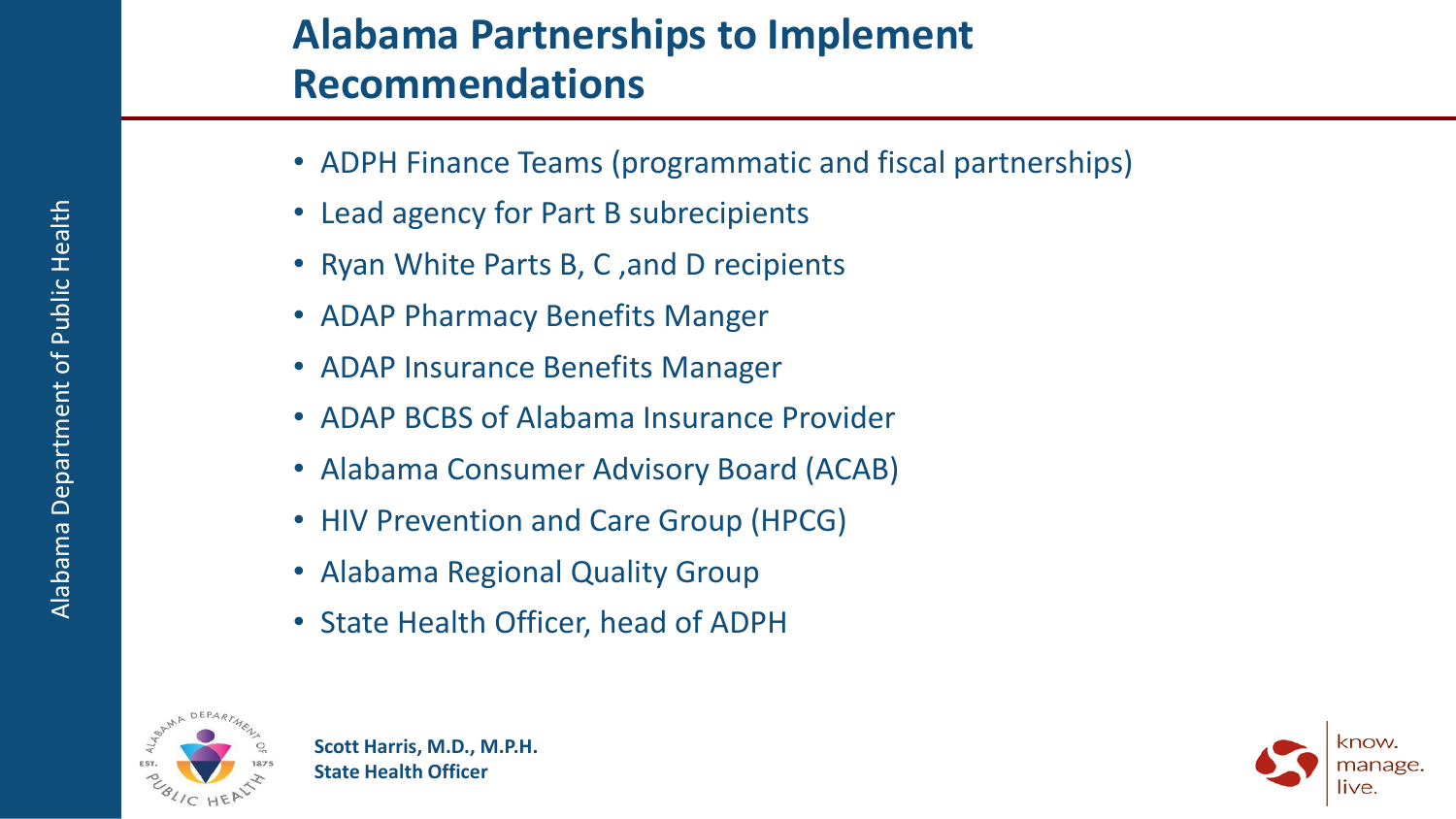# Alabama Partnerships to Implement Recommendations

- ADPH Finance Teams (programmatic and fiscal partnerships)
- Lead agency for Part B subrecipients
- Ryan White Parts B, C ,and D recipients
- ADAP Pharmacy Benefits Manger
- ADAP Insurance Benefits Manager
- ADAP BCBS of Alabama Insurance Provider
- Alabama Consumer Advisory Board (ACAB)
- HIV Prevention and Care Group (HPCG)
- Alabama Regional Quality Group
- State Health Officer, head of ADPH

**Scott Harris, M.D., M.P.H.**
**State Health Officer**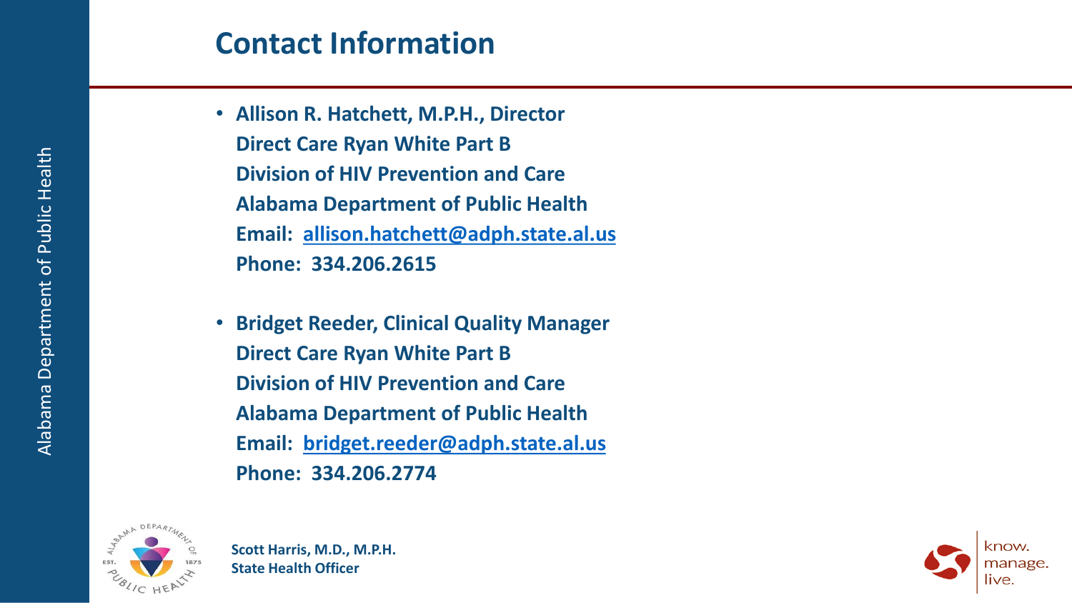# Contact Information

- **Allison R. Hatchett, M.P.H., Director**  
  **Direct Care Ryan White Part B**  
  **Division of HIV Prevention and Care**  
  **Alabama Department of Public Health**  
  **Email: allison.hatchett@adph.state.al.us**  
  **Phone: 334.206.2615**

- **Bridget Reeder, Clinical Quality Manager**  
  **Direct Care Ryan White Part B**  
  **Division of HIV Prevention and Care**  
  **Alabama Department of Public Health**  
  **Email: bridget.reeder@adph.state.al.us**  
  **Phone: 334.206.2774**

**Scott Harris, M.D., M.P.H.**  
**State Health Officer**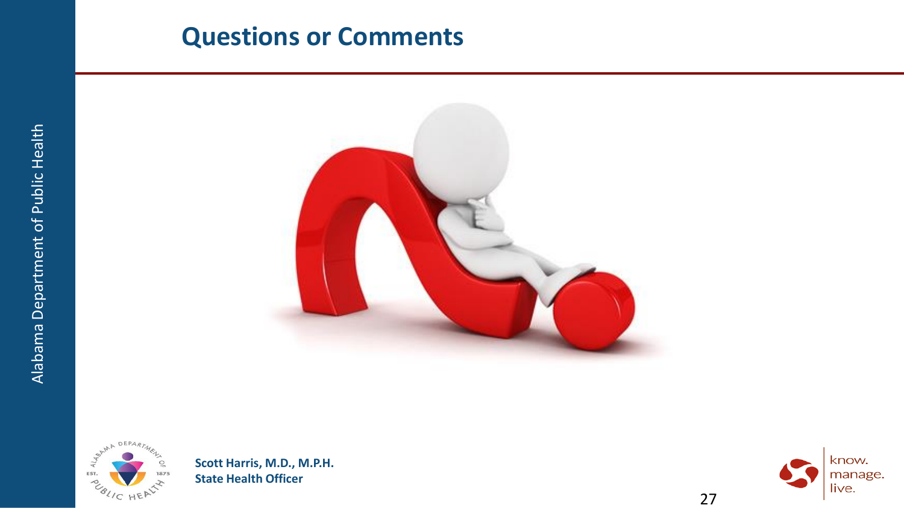# Questions or Comments

**Scott Harris, M.D., M.P.H.**
**State Health Officer**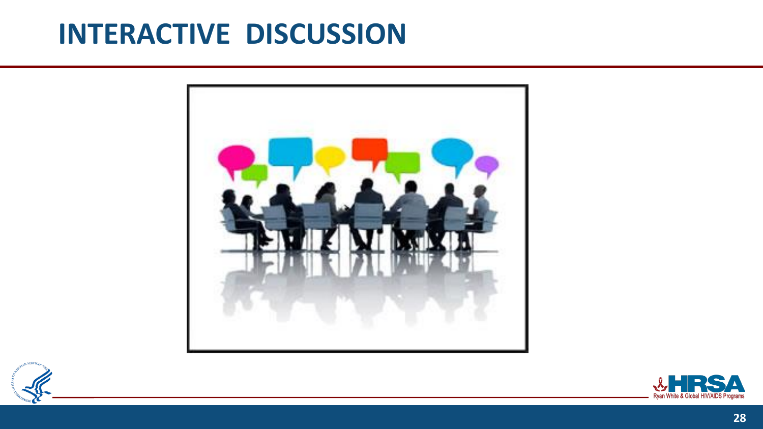# INTERACTIVE DISCUSSION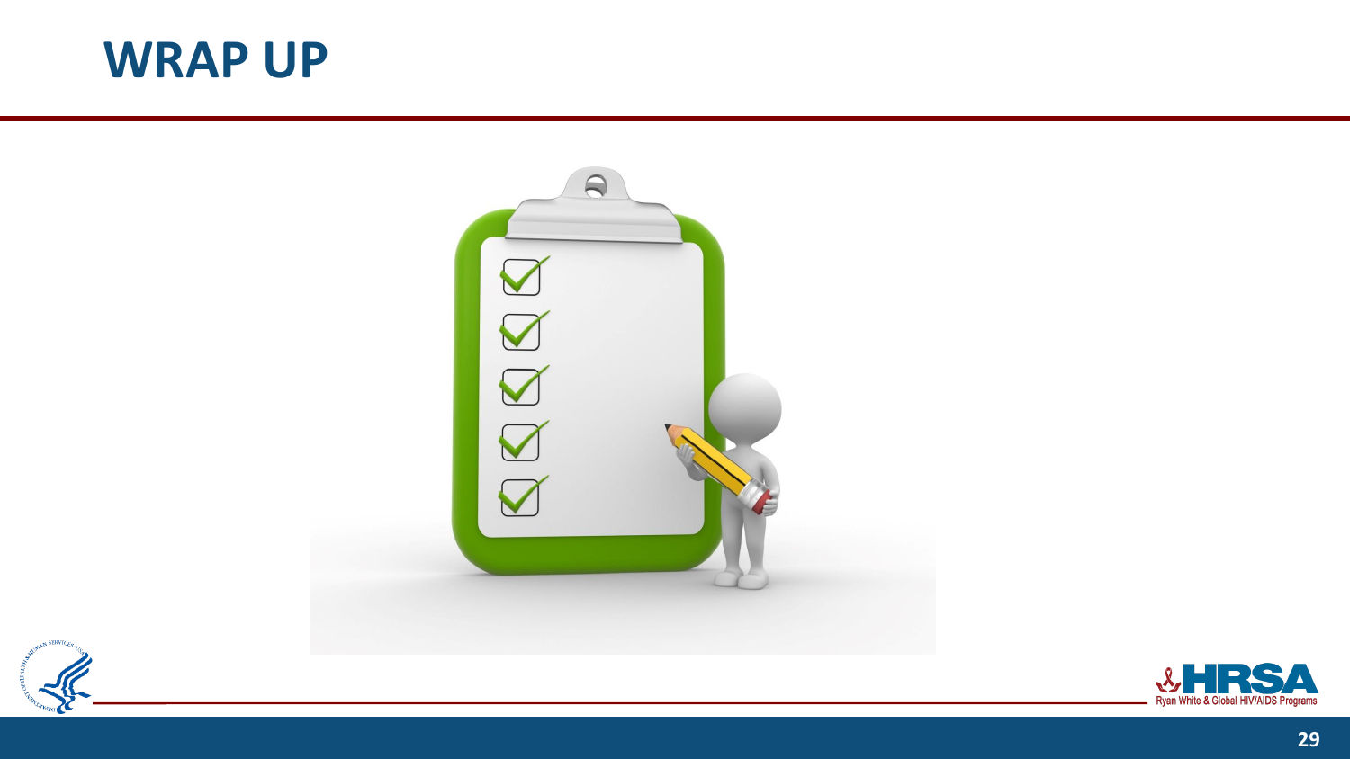# WRAP UP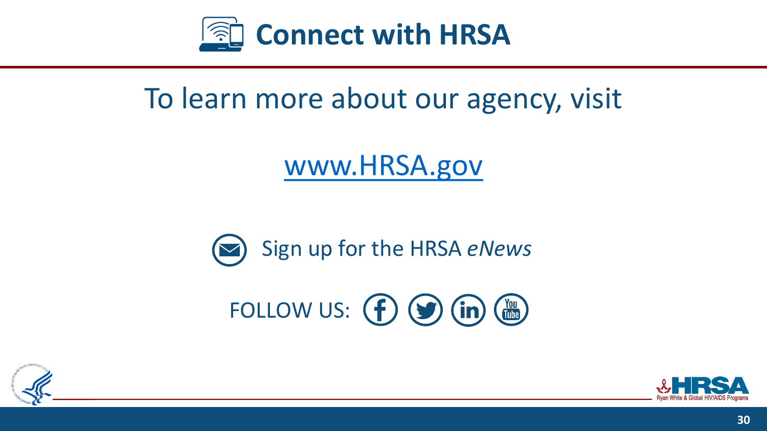# Connect with HRSA

To learn more about our agency, visit

[www.HRSA.gov](http://www.HRSA.gov)

Sign up for the HRSA *eNews*

FOLLOW US: